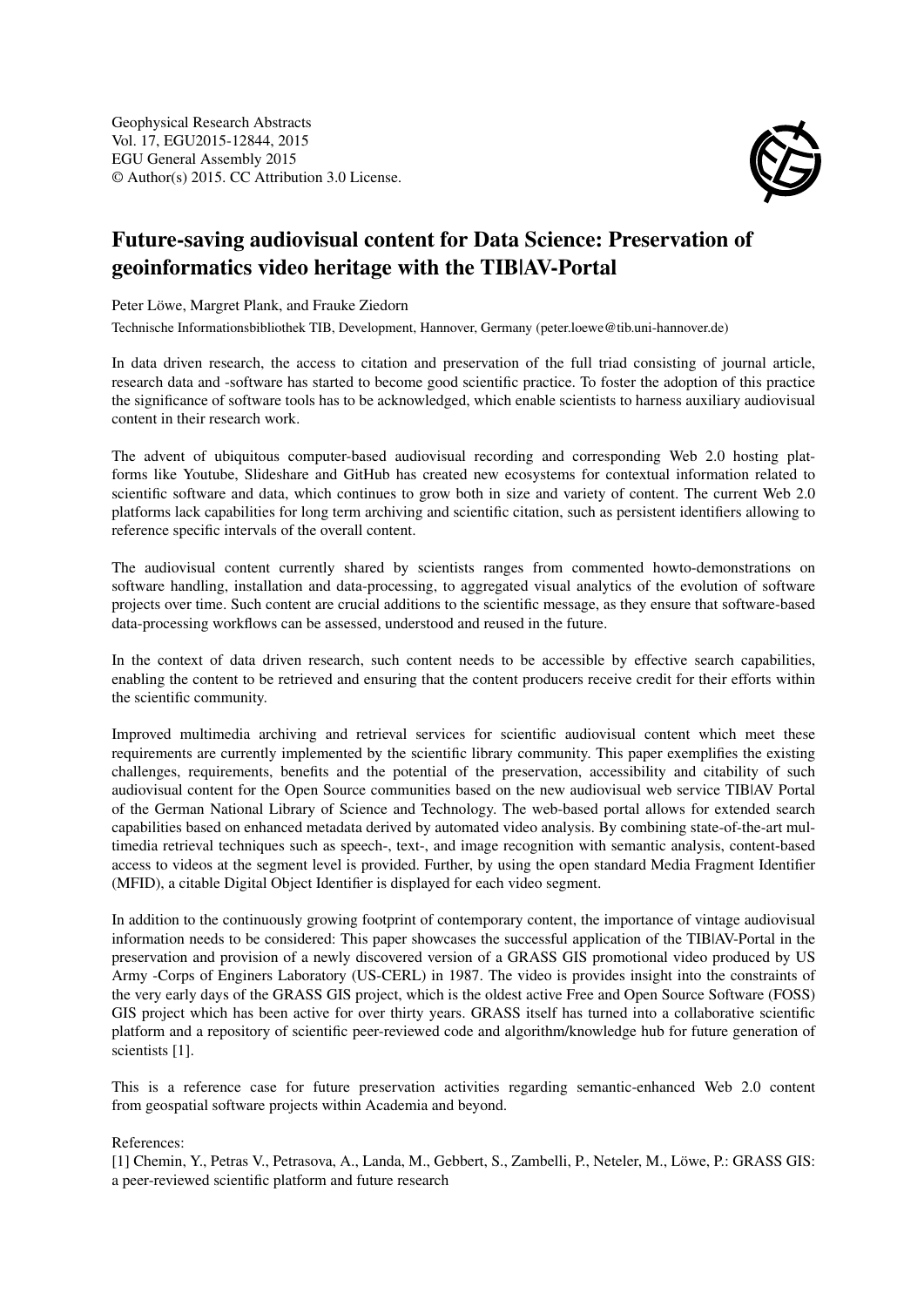Geophysical Research Abstracts
Vol. 17, EGU2015-12844, 2015
EGU General Assembly 2015
© Author(s) 2015. CC Attribution 3.0 License.

# Future-saving audiovisual content for Data Science: Preservation of geoinformatics video heritage with the TIB|AV-Portal

Peter Löwe, Margret Plank, and Frauke Ziedorn

Technische Informationsbibliothek TIB, Development, Hannover, Germany (peter.loewe@tib.uni-hannover.de)

In data driven research, the access to citation and preservation of the full triad consisting of journal article, research data and -software has started to become good scientific practice. To foster the adoption of this practice the significance of software tools has to be acknowledged, which enable scientists to harness auxiliary audiovisual content in their research work.

The advent of ubiquitous computer-based audiovisual recording and corresponding Web 2.0 hosting platforms like Youtube, Slideshare and GitHub has created new ecosystems for contextual information related to scientific software and data, which continues to grow both in size and variety of content. The current Web 2.0 platforms lack capabilities for long term archiving and scientific citation, such as persistent identifiers allowing to reference specific intervals of the overall content.

The audiovisual content currently shared by scientists ranges from commented howto-demonstrations on software handling, installation and data-processing, to aggregated visual analytics of the evolution of software projects over time. Such content are crucial additions to the scientific message, as they ensure that software-based data-processing workflows can be assessed, understood and reused in the future.

In the context of data driven research, such content needs to be accessible by effective search capabilities, enabling the content to be retrieved and ensuring that the content producers receive credit for their efforts within the scientific community.

Improved multimedia archiving and retrieval services for scientific audiovisual content which meet these requirements are currently implemented by the scientific library community. This paper exemplifies the existing challenges, requirements, benefits and the potential of the preservation, accessibility and citability of such audiovisual content for the Open Source communities based on the new audiovisual web service TIB|AV Portal of the German National Library of Science and Technology. The web-based portal allows for extended search capabilities based on enhanced metadata derived by automated video analysis. By combining state-of-the-art multimedia retrieval techniques such as speech-, text-, and image recognition with semantic analysis, content-based access to videos at the segment level is provided. Further, by using the open standard Media Fragment Identifier (MFID), a citable Digital Object Identifier is displayed for each video segment.

In addition to the continuously growing footprint of contemporary content, the importance of vintage audiovisual information needs to be considered: This paper showcases the successful application of the TIB|AV-Portal in the preservation and provision of a newly discovered version of a GRASS GIS promotional video produced by US Army -Corps of Enginers Laboratory (US-CERL) in 1987. The video is provides insight into the constraints of the very early days of the GRASS GIS project, which is the oldest active Free and Open Source Software (FOSS) GIS project which has been active for over thirty years. GRASS itself has turned into a collaborative scientific platform and a repository of scientific peer-reviewed code and algorithm/knowledge hub for future generation of scientists [1].

This is a reference case for future preservation activities regarding semantic-enhanced Web 2.0 content from geospatial software projects within Academia and beyond.

References:

[1] Chemin, Y., Petras V., Petrasova, A., Landa, M., Gebbert, S., Zambelli, P., Neteler, M., Löwe, P.: GRASS GIS: a peer-reviewed scientific platform and future research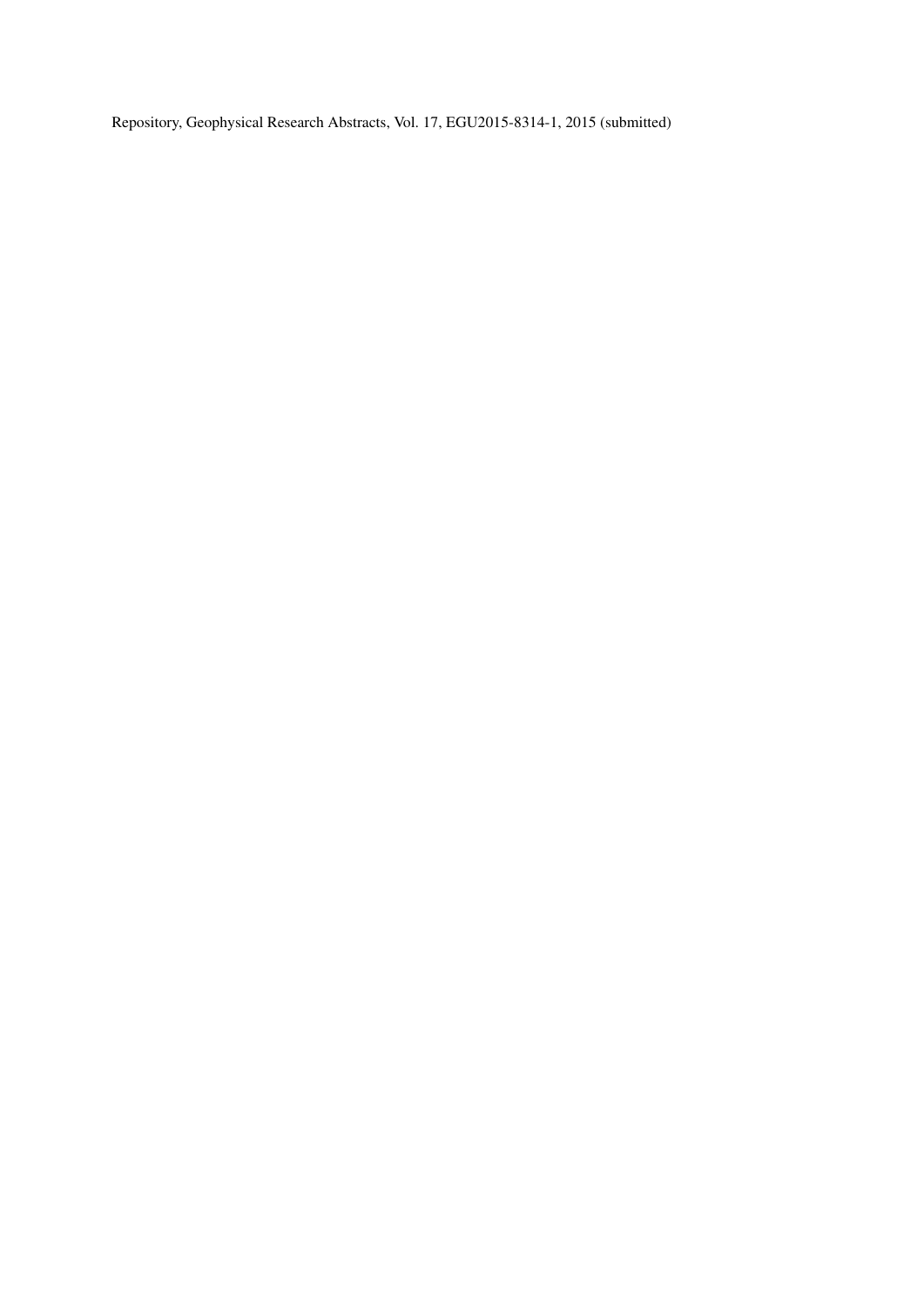Repository, Geophysical Research Abstracts, Vol. 17, EGU2015-8314-1, 2015 (submitted)